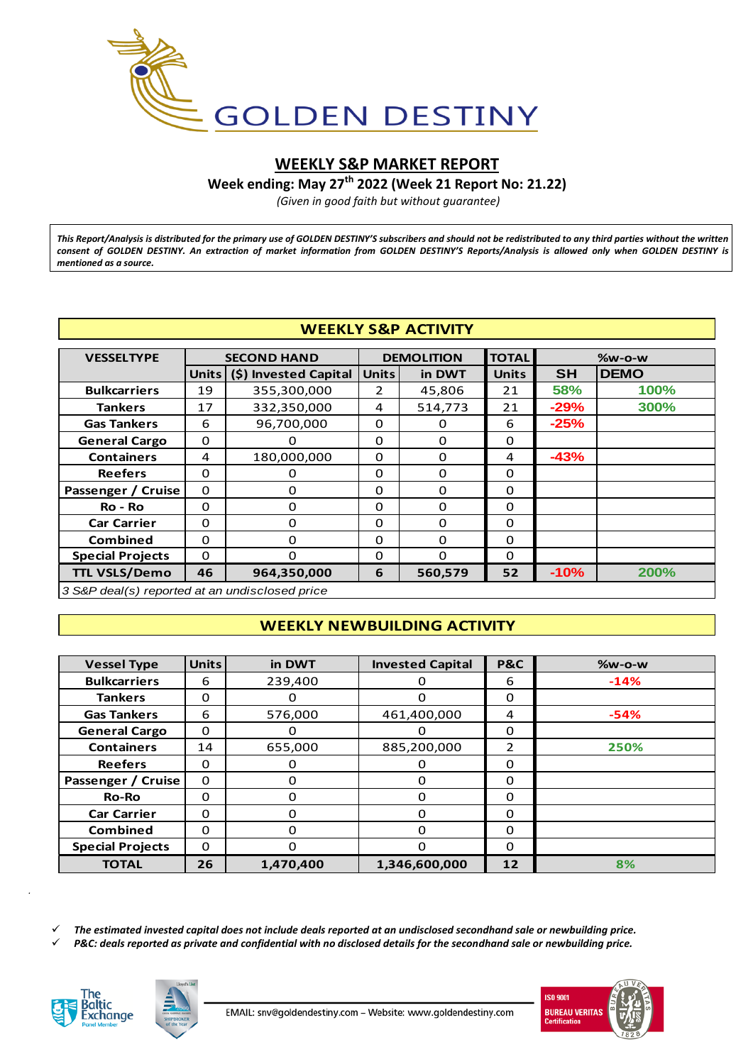# GOLDEN DESTINY

## WEEKLY S&P MARKET REPORT

**Week ending: May 27th 2022 (Week 21 Report No: 21.22)**

*(Given in good faith but without guarantee)*

*This Report/Analysis is distributed for the primary use of GOLDEN DESTINY'S subscribers and should not be redistributed to any third parties without the written consent of GOLDEN DESTINY. An extraction of market information from GOLDEN DESTINY'S Reports/Analysis is allowed only when GOLDEN DESTINY is mentioned as a source.*

### WEEKLY S&P ACTIVITY

| VESSELTYPE | SECOND HAND | | DEMOLITION | | TOTAL | %w-o-w | |
|---|---|---|---|---|---|---|---|
| | Units | ($) Invested Capital | Units | in DWT | Units | SH | DEMO |
| Bulkcarriers | 19 | 355,300,000 | 2 | 45,806 | 21 | 58% | 100% |
| Tankers | 17 | 332,350,000 | 4 | 514,773 | 21 | -29% | 300% |
| Gas Tankers | 6 | 96,700,000 | 0 | 0 | 6 | -25% | |
| General Cargo | 0 | 0 | 0 | 0 | 0 | | |
| Containers | 4 | 180,000,000 | 0 | 0 | 4 | -43% | |
| Reefers | 0 | 0 | 0 | 0 | 0 | | |
| Passenger / Cruise | 0 | 0 | 0 | 0 | 0 | | |
| Ro - Ro | 0 | 0 | 0 | 0 | 0 | | |
| Car Carrier | 0 | 0 | 0 | 0 | 0 | | |
| Combined | 0 | 0 | 0 | 0 | 0 | | |
| Special Projects | 0 | 0 | 0 | 0 | 0 | | |
| **TTL VSLS/Demo** | **46** | **964,350,000** | **6** | **560,579** | **52** | **-10%** | **200%** |

*3 S&P deal(s) reported at an undisclosed price*

### WEEKLY NEWBUILDING ACTIVITY

| Vessel Type | Units | in DWT | Invested Capital | P&C | %w-o-w |
|---|---|---|---|---|---|
| Bulkcarriers | 6 | 239,400 | 0 | 6 | -14% |
| Tankers | 0 | 0 | 0 | 0 | |
| Gas Tankers | 6 | 576,000 | 461,400,000 | 4 | -54% |
| General Cargo | 0 | 0 | 0 | 0 | |
| Containers | 14 | 655,000 | 885,200,000 | 2 | 250% |
| Reefers | 0 | 0 | 0 | 0 | |
| Passenger / Cruise | 0 | 0 | 0 | 0 | |
| Ro-Ro | 0 | 0 | 0 | 0 | |
| Car Carrier | 0 | 0 | 0 | 0 | |
| Combined | 0 | 0 | 0 | 0 | |
| Special Projects | 0 | 0 | 0 | 0 | |
| **TOTAL** | **26** | **1,470,400** | **1,346,600,000** | **12** | **8%** |

- ✓ ***The estimated invested capital does not include deals reported at an undisclosed secondhand sale or newbuilding price.***
- ✓ ***P&C: deals reported as private and confidential with no disclosed details for the secondhand sale or newbuilding price.***

EMAIL: snv@goldendestiny.com – Website: www.goldendestiny.com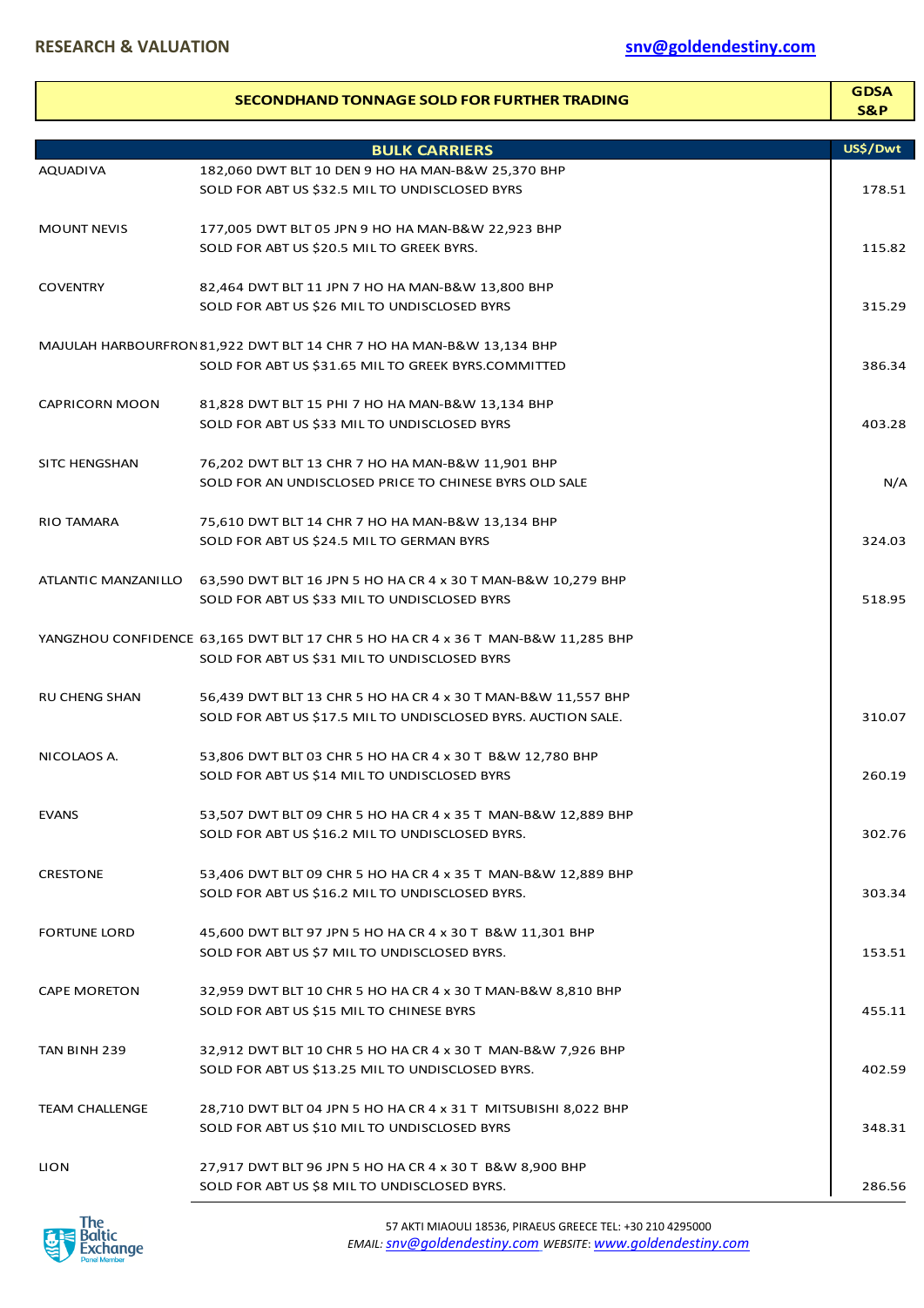**RESEARCH & VALUATION** snv@goldendestiny.com

| SECONDHAND TONNAGE SOLD FOR FURTHER TRADING | | GDSA S&P |
|---|---|---|
| **BULK CARRIERS** | | **US$/Dwt** |
| AQUADIVA | 182,060 DWT BLT 10 DEN 9 HO HA MAN-B&W 25,370 BHP<br>SOLD FOR ABT US $32.5 MIL TO UNDISCLOSED BYRS | 178.51 |
| MOUNT NEVIS | 177,005 DWT BLT 05 JPN 9 HO HA MAN-B&W 22,923 BHP<br>SOLD FOR ABT US $20.5 MIL TO GREEK BYRS. | 115.82 |
| COVENTRY | 82,464 DWT BLT 11 JPN 7 HO HA MAN-B&W 13,800 BHP<br>SOLD FOR ABT US $26 MIL TO UNDISCLOSED BYRS | 315.29 |
| MAJULAH HARBOURFRON | 81,922 DWT BLT 14 CHR 7 HO HA MAN-B&W 13,134 BHP<br>SOLD FOR ABT US $31.65 MIL TO GREEK BYRS.COMMITTED | 386.34 |
| CAPRICORN MOON | 81,828 DWT BLT 15 PHI 7 HO HA MAN-B&W 13,134 BHP<br>SOLD FOR ABT US $33 MIL TO UNDISCLOSED BYRS | 403.28 |
| SITC HENGSHAN | 76,202 DWT BLT 13 CHR 7 HO HA MAN-B&W 11,901 BHP<br>SOLD FOR AN UNDISCLOSED PRICE TO CHINESE BYRS OLD SALE | N/A |
| RIO TAMARA | 75,610 DWT BLT 14 CHR 7 HO HA MAN-B&W 13,134 BHP<br>SOLD FOR ABT US $24.5 MIL TO GERMAN BYRS | 324.03 |
| ATLANTIC MANZANILLO | 63,590 DWT BLT 16 JPN 5 HO HA CR 4 x 30 T MAN-B&W 10,279 BHP<br>SOLD FOR ABT US $33 MIL TO UNDISCLOSED BYRS | 518.95 |
| YANGZHOU CONFIDENCE | 63,165 DWT BLT 17 CHR 5 HO HA CR 4 x 36 T MAN-B&W 11,285 BHP<br>SOLD FOR ABT US $31 MIL TO UNDISCLOSED BYRS | |
| RU CHENG SHAN | 56,439 DWT BLT 13 CHR 5 HO HA CR 4 x 30 T MAN-B&W 11,557 BHP<br>SOLD FOR ABT US $17.5 MIL TO UNDISCLOSED BYRS. AUCTION SALE. | 310.07 |
| NICOLAOS A. | 53,806 DWT BLT 03 CHR 5 HO HA CR 4 x 30 T B&W 12,780 BHP<br>SOLD FOR ABT US $14 MIL TO UNDISCLOSED BYRS | 260.19 |
| EVANS | 53,507 DWT BLT 09 CHR 5 HO HA CR 4 x 35 T MAN-B&W 12,889 BHP<br>SOLD FOR ABT US $16.2 MIL TO UNDISCLOSED BYRS. | 302.76 |
| CRESTONE | 53,406 DWT BLT 09 CHR 5 HO HA CR 4 x 35 T MAN-B&W 12,889 BHP<br>SOLD FOR ABT US $16.2 MIL TO UNDISCLOSED BYRS. | 303.34 |
| FORTUNE LORD | 45,600 DWT BLT 97 JPN 5 HO HA CR 4 x 30 T B&W 11,301 BHP<br>SOLD FOR ABT US $7 MIL TO UNDISCLOSED BYRS. | 153.51 |
| CAPE MORETON | 32,959 DWT BLT 10 CHR 5 HO HA CR 4 x 30 T MAN-B&W 8,810 BHP<br>SOLD FOR ABT US $15 MIL TO CHINESE BYRS | 455.11 |
| TAN BINH 239 | 32,912 DWT BLT 10 CHR 5 HO HA CR 4 x 30 T MAN-B&W 7,926 BHP<br>SOLD FOR ABT US $13.25 MIL TO UNDISCLOSED BYRS. | 402.59 |
| TEAM CHALLENGE | 28,710 DWT BLT 04 JPN 5 HO HA CR 4 x 31 T MITSUBISHI 8,022 BHP<br>SOLD FOR ABT US $10 MIL TO UNDISCLOSED BYRS | 348.31 |
| LION | 27,917 DWT BLT 96 JPN 5 HO HA CR 4 x 30 T B&W 8,900 BHP<br>SOLD FOR ABT US $8 MIL TO UNDISCLOSED BYRS. | 286.56 |

The Baltic Exchange Panel Member

57 AKTI MIAOULI 18536, PIRAEUS GREECE TEL: +30 210 4295000
*EMAIL: snv@goldendestiny.com WEBSITE: www.goldendestiny.com*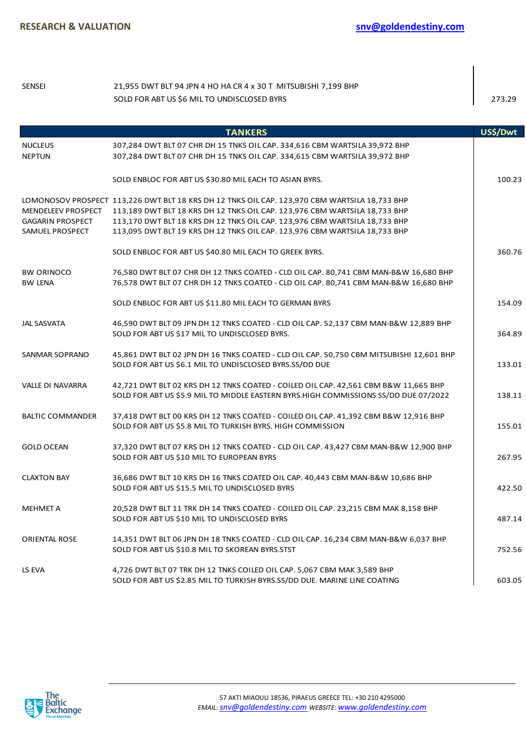| | | |
|---|---|---|
| SENSEI | 21,955 DWT BLT 94 JPN 4 HO HA CR 4 x 30 T MITSUBISHI 7,199 BHP<br>SOLD FOR ABT US $6 MIL TO UNDISCLOSED BYRS | 273.29 |

| | TANKERS | US$/Dwt |
|---|---|---|
| NUCLEUS<br>NEPTUN | 307,284 DWT BLT 07 CHR DH 15 TNKS OIL CAP. 334,616 CBM WARTSILA 39,972 BHP<br>307,284 DWT BLT 07 CHR DH 15 TNKS OIL CAP. 334,615 CBM WARTSILA 39,972 BHP | |
| | SOLD ENBLOC FOR ABT US $30.80 MIL EACH TO ASIAN BYRS. | 100.23 |
| LOMONOSOV PROSPECT<br>MENDELEEV PROSPECT<br>GAGARIN PROSPECT<br>SAMUEL PROSPECT | 113,226 DWT BLT 18 KRS DH 12 TNKS OIL CAP. 123,970 CBM WARTSILA 18,733 BHP<br>113,189 DWT BLT 18 KRS DH 12 TNKS OIL CAP. 123,976 CBM WARTSILA 18,733 BHP<br>113,170 DWT BLT 18 KRS DH 12 TNKS OIL CAP. 123,976 CBM WARTSILA 18,733 BHP<br>113,095 DWT BLT 19 KRS DH 12 TNKS OIL CAP. 123,976 CBM WARTSILA 18,733 BHP | |
| | SOLD ENBLOC FOR ABT US $40.80 MIL EACH TO GREEK BYRS. | 360.76 |
| BW ORINOCO<br>BW LENA | 76,580 DWT BLT 07 CHR DH 12 TNKS COATED - CLD OIL CAP. 80,741 CBM MAN-B&W 16,680 BHP<br>76,578 DWT BLT 07 CHR DH 12 TNKS COATED - CLD OIL CAP. 80,741 CBM MAN-B&W 16,680 BHP | |
| | SOLD ENBLOC FOR ABT US $11.80 MIL EACH TO GERMAN BYRS | 154.09 |
| JAL SASVATA | 46,590 DWT BLT 09 JPN DH 12 TNKS COATED - CLD OIL CAP. 52,137 CBM MAN-B&W 12,889 BHP<br>SOLD FOR ABT US $17 MIL TO UNDISCLOSED BYRS. | 364.89 |
| SANMAR SOPRANO | 45,861 DWT BLT 02 JPN DH 16 TNKS COATED - CLD OIL CAP. 50,750 CBM MITSUBISHI 12,601 BHP<br>SOLD FOR ABT US $6.1 MIL TO UNDISCLOSED BYRS.SS/DD DUE | 133.01 |
| VALLE DI NAVARRA | 42,721 DWT BLT 02 KRS DH 12 TNKS COATED - COILED OIL CAP. 42,561 CBM B&W 11,665 BHP<br>SOLD FOR ABT US $5.9 MIL TO MIDDLE EASTERN BYRS.HIGH COMMISSIONS SS/DD DUE 07/2022 | 138.11 |
| BALTIC COMMANDER | 37,418 DWT BLT 00 KRS DH 12 TNKS COATED - COILED OIL CAP. 41,392 CBM B&W 12,916 BHP<br>SOLD FOR ABT US $5.8 MIL TO TURKISH BYRS. HIGH COMMISSION | 155.01 |
| GOLD OCEAN | 37,320 DWT BLT 07 KRS DH 12 TNKS COATED - CLD OIL CAP. 43,427 CBM MAN-B&W 12,900 BHP<br>SOLD FOR ABT US $10 MIL TO EUROPEAN BYRS | 267.95 |
| CLAXTON BAY | 36,686 DWT BLT 10 KRS DH 16 TNKS COATED OIL CAP. 40,443 CBM MAN-B&W 10,686 BHP<br>SOLD FOR ABT US $15.5 MIL TO UNDISCLOSED BYRS | 422.50 |
| MEHMET A | 20,528 DWT BLT 11 TRK DH 14 TNKS COATED - COILED OIL CAP. 23,215 CBM MAK 8,158 BHP<br>SOLD FOR ABT US $10 MIL TO UNDISCLOSED BYRS | 487.14 |
| ORIENTAL ROSE | 14,351 DWT BLT 06 JPN DH 18 TNKS COATED - CLD OIL CAP. 16,234 CBM MAN-B&W 6,037 BHP<br>SOLD FOR ABT US $10.8 MIL TO SKOREAN BYRS.STST | 752.56 |
| LS EVA | 4,726 DWT BLT 07 TRK DH 12 TNKS COILED OIL CAP. 5,067 CBM MAK 3,589 BHP<br>SOLD FOR ABT US $2.85 MIL TO TURKISH BYRS.SS/DD DUE. MARINE LINE COATING | 603.05 |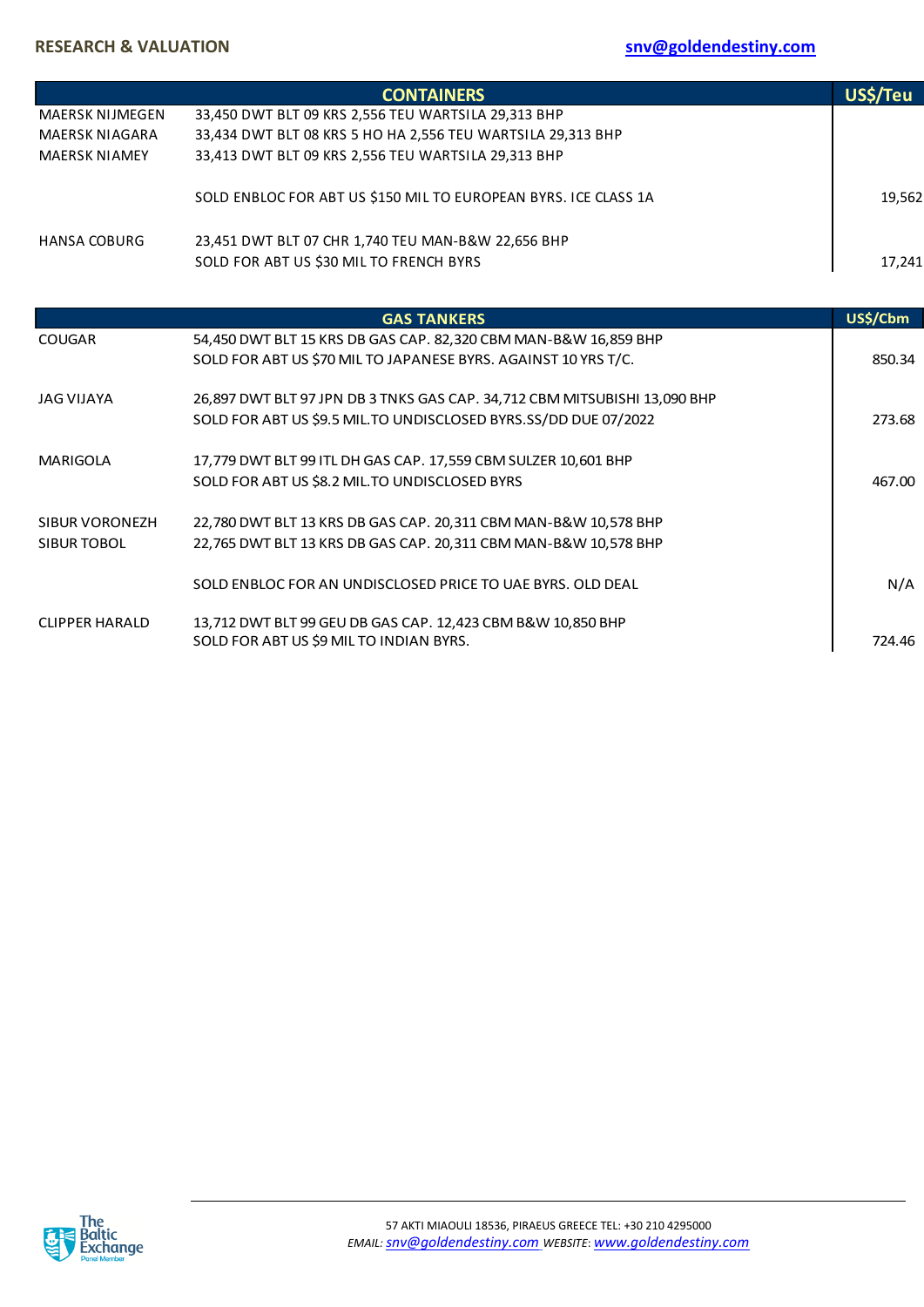RESEARCH & VALUATION

snv@goldendestiny.com

| | CONTAINERS | US$/Teu |
|---|---|---|
| MAERSK NIJMEGEN | 33,450 DWT BLT 09 KRS 2,556 TEU WARTSILA 29,313 BHP | |
| MAERSK NIAGARA | 33,434 DWT BLT 08 KRS 5 HO HA 2,556 TEU WARTSILA 29,313 BHP | |
| MAERSK NIAMEY | 33,413 DWT BLT 09 KRS 2,556 TEU WARTSILA 29,313 BHP | |
| | SOLD ENBLOC FOR ABT US $150 MIL TO EUROPEAN BYRS. ICE CLASS 1A | 19,562 |
| HANSA COBURG | 23,451 DWT BLT 07 CHR 1,740 TEU MAN-B&W 22,656 BHP<br>SOLD FOR ABT US $30 MIL TO FRENCH BYRS | 17,241 |

| | GAS TANKERS | US$/Cbm |
|---|---|---|
| COUGAR | 54,450 DWT BLT 15 KRS DB GAS CAP. 82,320 CBM MAN-B&W 16,859 BHP<br>SOLD FOR ABT US $70 MIL TO JAPANESE BYRS. AGAINST 10 YRS T/C. | 850.34 |
| JAG VIJAYA | 26,897 DWT BLT 97 JPN DB 3 TNKS GAS CAP. 34,712 CBM MITSUBISHI 13,090 BHP<br>SOLD FOR ABT US $9.5 MIL.TO UNDISCLOSED BYRS.SS/DD DUE 07/2022 | 273.68 |
| MARIGOLA | 17,779 DWT BLT 99 ITL DH GAS CAP. 17,559 CBM SULZER 10,601 BHP<br>SOLD FOR ABT US $8.2 MIL.TO UNDISCLOSED BYRS | 467.00 |
| SIBUR VORONEZH | 22,780 DWT BLT 13 KRS DB GAS CAP. 20,311 CBM MAN-B&W 10,578 BHP | |
| SIBUR TOBOL | 22,765 DWT BLT 13 KRS DB GAS CAP. 20,311 CBM MAN-B&W 10,578 BHP | |
| | SOLD ENBLOC FOR AN UNDISCLOSED PRICE TO UAE BYRS. OLD DEAL | N/A |
| CLIPPER HARALD | 13,712 DWT BLT 99 GEU DB GAS CAP. 12,423 CBM B&W 10,850 BHP<br>SOLD FOR ABT US $9 MIL TO INDIAN BYRS. | 724.46 |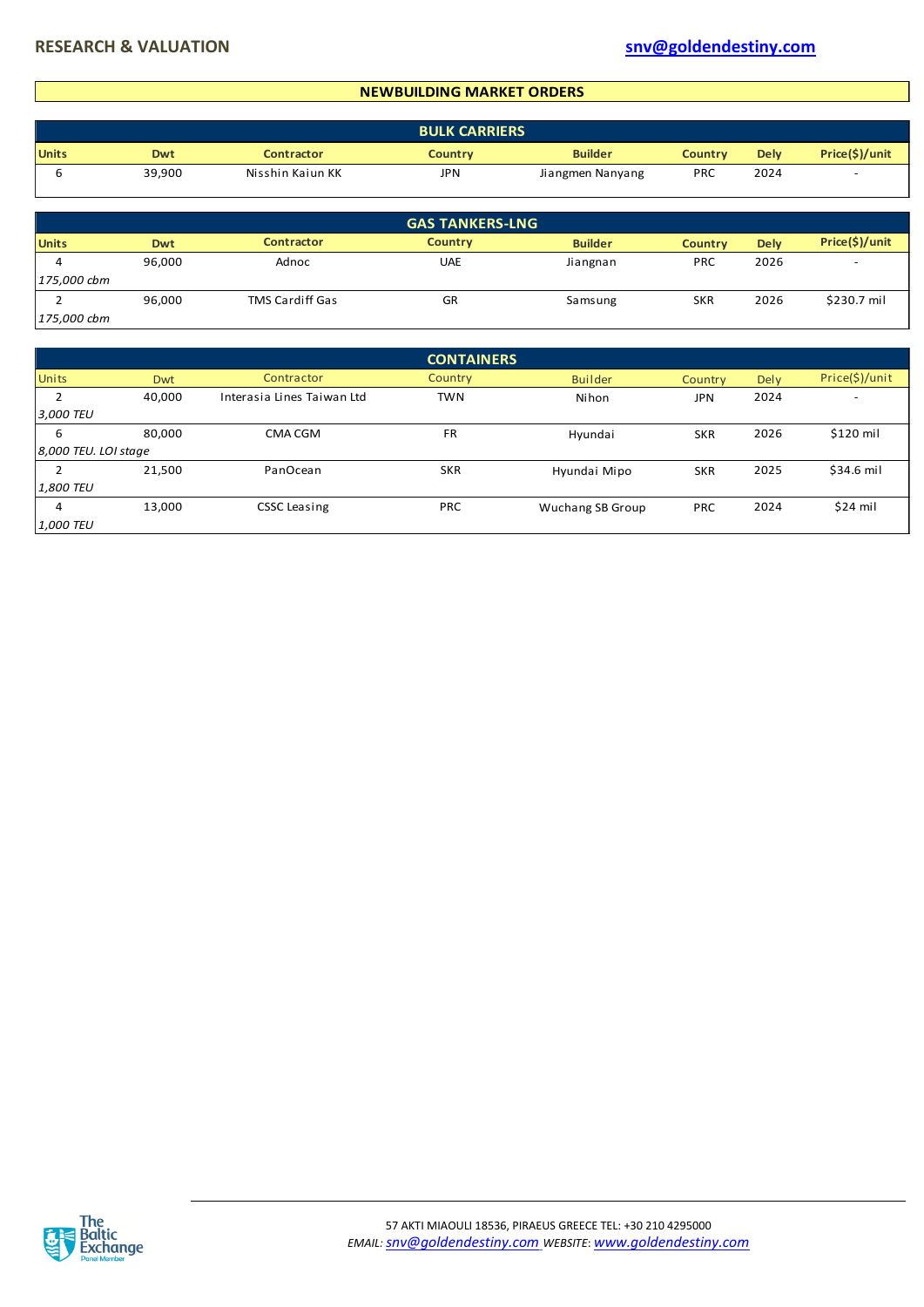## NEWBUILDING MARKET ORDERS

### BULK CARRIERS

| Units | Dwt | Contractor | Country | Builder | Country | Dely | Price($)/unit |
|---|---|---|---|---|---|---|---|
| 6 | 39,900 | Nisshin Kaiun KK | JPN | Jiangmen Nanyang | PRC | 2024 | - |

### GAS TANKERS-LNG

| Units | Dwt | Contractor | Country | Builder | Country | Dely | Price($)/unit |
|---|---|---|---|---|---|---|---|
| 4 | 96,000 | Adnoc | UAE | Jiangnan | PRC | 2026 | - |
| *175,000 cbm* | | | | | | | |
| 2 | 96,000 | TMS Cardiff Gas | GR | Samsung | SKR | 2026 | $230.7 mil |
| *175,000 cbm* | | | | | | | |

### CONTAINERS

| Units | Dwt | Contractor | Country | Builder | Country | Dely | Price($)/unit |
|---|---|---|---|---|---|---|---|
| 2 | 40,000 | Interasia Lines Taiwan Ltd | TWN | Nihon | JPN | 2024 | - |
| *3,000 TEU* | | | | | | | |
| 6 | 80,000 | CMA CGM | FR | Hyundai | SKR | 2026 | $120 mil |
| *8,000 TEU. LOI stage* | | | | | | | |
| 2 | 21,500 | PanOcean | SKR | Hyundai Mipo | SKR | 2025 | $34.6 mil |
| *1,800 TEU* | | | | | | | |
| 4 | 13,000 | CSSC Leasing | PRC | Wuchang SB Group | PRC | 2024 | $24 mil |
| *1,000 TEU* | | | | | | | |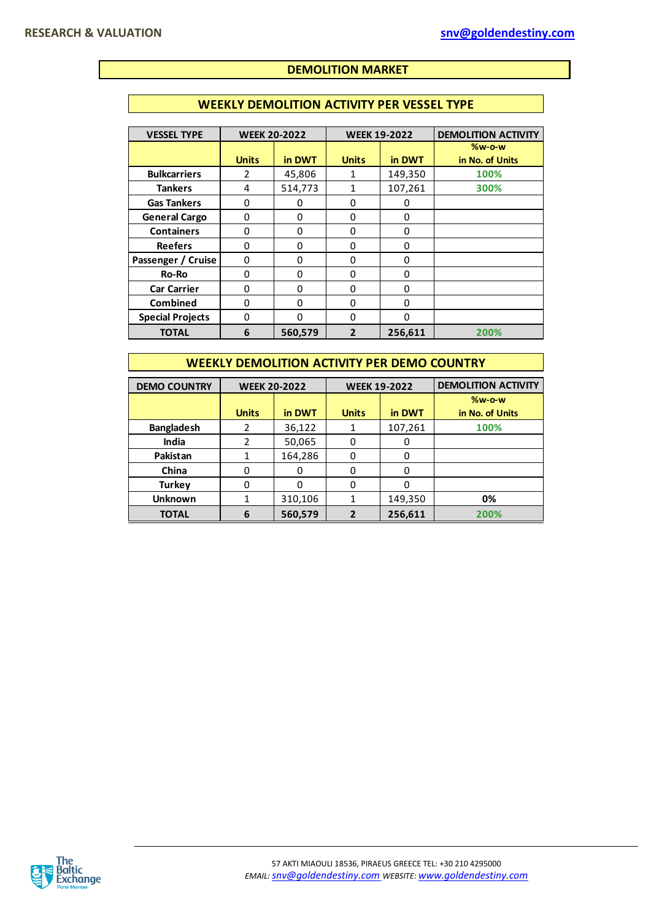# DEMOLITION MARKET

## WEEKLY DEMOLITION ACTIVITY PER VESSEL TYPE

| VESSEL TYPE | WEEK 20-2022 | | WEEK 19-2022 | | DEMOLITION ACTIVITY |
|---|---|---|---|---|---|
| | Units | in DWT | Units | in DWT | %w-o-w in No. of Units |
| Bulkcarriers | 2 | 45,806 | 1 | 149,350 | 100% |
| Tankers | 4 | 514,773 | 1 | 107,261 | 300% |
| Gas Tankers | 0 | 0 | 0 | 0 | |
| General Cargo | 0 | 0 | 0 | 0 | |
| Containers | 0 | 0 | 0 | 0 | |
| Reefers | 0 | 0 | 0 | 0 | |
| Passenger / Cruise | 0 | 0 | 0 | 0 | |
| Ro-Ro | 0 | 0 | 0 | 0 | |
| Car Carrier | 0 | 0 | 0 | 0 | |
| Combined | 0 | 0 | 0 | 0 | |
| Special Projects | 0 | 0 | 0 | 0 | |
| **TOTAL** | **6** | **560,579** | **2** | **256,611** | **200%** |

## WEEKLY DEMOLITION ACTIVITY PER DEMO COUNTRY

| DEMO COUNTRY | WEEK 20-2022 | | WEEK 19-2022 | | DEMOLITION ACTIVITY |
|---|---|---|---|---|---|
| | Units | in DWT | Units | in DWT | %w-o-w in No. of Units |
| Bangladesh | 2 | 36,122 | 1 | 107,261 | 100% |
| India | 2 | 50,065 | 0 | 0 | |
| Pakistan | 1 | 164,286 | 0 | 0 | |
| China | 0 | 0 | 0 | 0 | |
| Turkey | 0 | 0 | 0 | 0 | |
| Unknown | 1 | 310,106 | 1 | 149,350 | 0% |
| **TOTAL** | **6** | **560,579** | **2** | **256,611** | **200%** |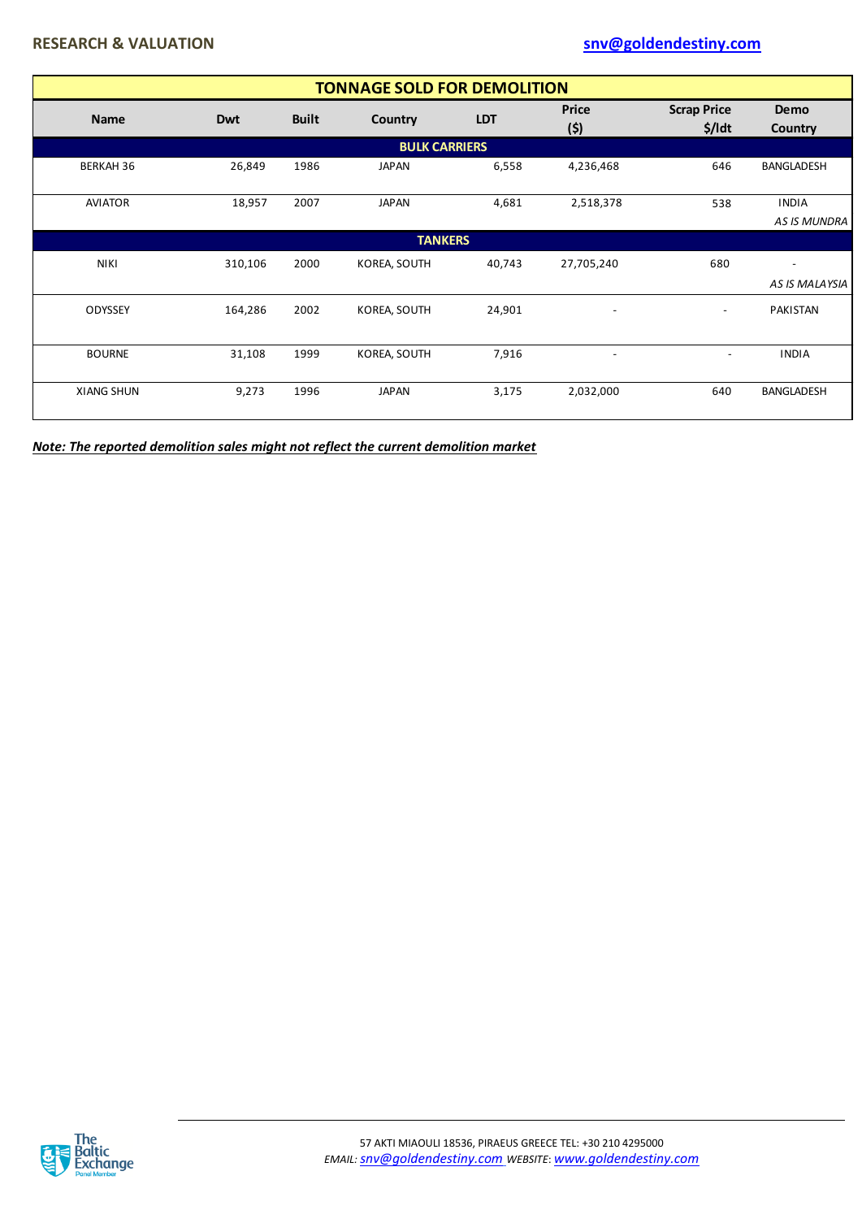## TONNAGE SOLD FOR DEMOLITION

| Name | Dwt | Built | Country | LDT | Price ($) | Scrap Price $/ldt | Demo Country |
|---|---|---|---|---|---|---|---|
| **BULK CARRIERS** | | | | | | | |
| BERKAH 36 | 26,849 | 1986 | JAPAN | 6,558 | 4,236,468 | 646 | BANGLADESH |
| AVIATOR | 18,957 | 2007 | JAPAN | 4,681 | 2,518,378 | 538 | INDIA *AS IS MUNDRA* |
| **TANKERS** | | | | | | | |
| NIKI | 310,106 | 2000 | KOREA, SOUTH | 40,743 | 27,705,240 | 680 | - *AS IS MALAYSIA* |
| ODYSSEY | 164,286 | 2002 | KOREA, SOUTH | 24,901 | - | - | PAKISTAN |
| BOURNE | 31,108 | 1999 | KOREA, SOUTH | 7,916 | - | - | INDIA |
| XIANG SHUN | 9,273 | 1996 | JAPAN | 3,175 | 2,032,000 | 640 | BANGLADESH |

***Note: The reported demolition sales might not reflect the current demolition market***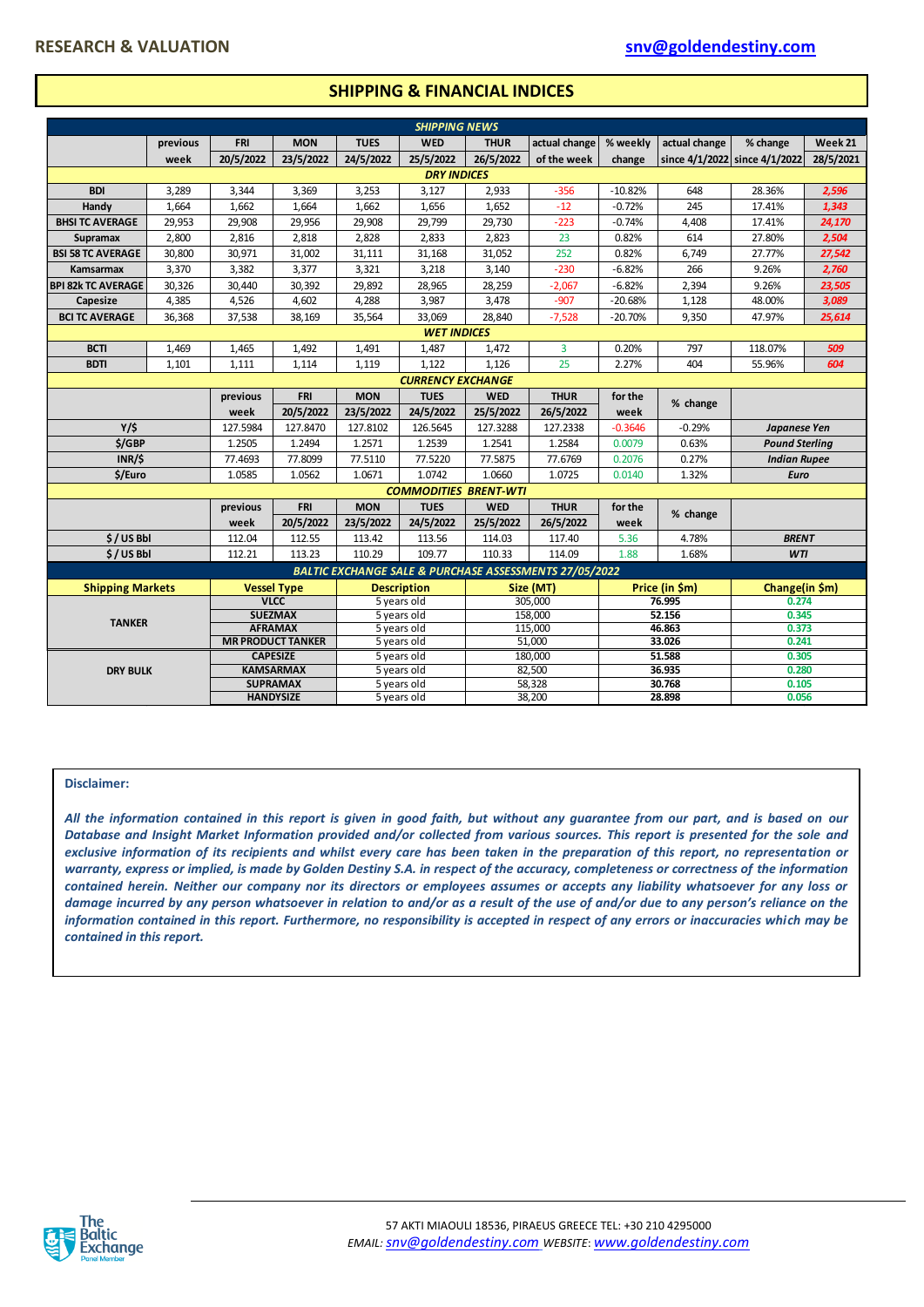RESEARCH & VALUATION snv@goldendestiny.com

## SHIPPING & FINANCIAL INDICES

| SHIPPING NEWS | | | | | | | | | | | |
|---|---|---|---|---|---|---|---|---|---|---|---|
| | previous week | FRI 20/5/2022 | MON 23/5/2022 | TUES 24/5/2022 | WED 25/5/2022 | THUR 26/5/2022 | actual change of the week | % weekly change | actual change since 4/1/2022 | % change since 4/1/2022 | Week 21 28/5/2021 |
| **DRY INDICES** | | | | | | | | | | | |
| **BDI** | 3,289 | 3,344 | 3,369 | 3,253 | 3,127 | 2,933 | -356 | -10.82% | 648 | 28.36% | 2,596 |
| **Handy** | 1,664 | 1,662 | 1,664 | 1,662 | 1,656 | 1,652 | -12 | -0.72% | 245 | 17.41% | 1,343 |
| **BHSI TC AVERAGE** | 29,953 | 29,908 | 29,956 | 29,908 | 29,799 | 29,730 | -223 | -0.74% | 4,408 | 17.41% | 24,170 |
| **Supramax** | 2,800 | 2,816 | 2,818 | 2,828 | 2,833 | 2,823 | 23 | 0.82% | 614 | 27.80% | 2,504 |
| **BSI 58 TC AVERAGE** | 30,800 | 30,971 | 31,002 | 31,111 | 31,168 | 31,052 | 252 | 0.82% | 6,749 | 27.77% | 27,542 |
| **Kamsarmax** | 3,370 | 3,382 | 3,377 | 3,321 | 3,218 | 3,140 | -230 | -6.82% | 266 | 9.26% | 2,760 |
| **BPI 82k TC AVERAGE** | 30,326 | 30,440 | 30,392 | 29,892 | 28,965 | 28,259 | -2,067 | -6.82% | 2,394 | 9.26% | 23,505 |
| **Capesize** | 4,385 | 4,526 | 4,602 | 4,288 | 3,987 | 3,478 | -907 | -20.68% | 1,128 | 48.00% | 3,089 |
| **BCI TC AVERAGE** | 36,368 | 37,538 | 38,169 | 35,564 | 33,069 | 28,840 | -7,528 | -20.70% | 9,350 | 47.97% | 25,614 |
| **WET INDICES** | | | | | | | | | | | |
| **BCTI** | 1,469 | 1,465 | 1,492 | 1,491 | 1,487 | 1,472 | 3 | 0.20% | 797 | 118.07% | 509 |
| **BDTI** | 1,101 | 1,111 | 1,114 | 1,119 | 1,122 | 1,126 | 25 | 2.27% | 404 | 55.96% | 604 |

| CURRENCY EXCHANGE | previous week | FRI 20/5/2022 | MON 23/5/2022 | TUES 24/5/2022 | WED 25/5/2022 | THUR 26/5/2022 | for the week | % change | |
|---|---|---|---|---|---|---|---|---|---|
| **Y/$** | 127.5984 | 127.8470 | 127.8102 | 126.5645 | 127.3288 | 127.2338 | -0.3646 | -0.29% | *Japanese Yen* |
| **$/GBP** | 1.2505 | 1.2494 | 1.2571 | 1.2539 | 1.2541 | 1.2584 | 0.0079 | 0.63% | *Pound Sterling* |
| **INR/$** | 77.4693 | 77.8099 | 77.5110 | 77.5220 | 77.5875 | 77.6769 | 0.2076 | 0.27% | *Indian Rupee* |
| **$/Euro** | 1.0585 | 1.0562 | 1.0671 | 1.0742 | 1.0660 | 1.0725 | 0.0140 | 1.32% | *Euro* |

| COMMODITIES BRENT-WTI | previous week | FRI 20/5/2022 | MON 23/5/2022 | TUES 24/5/2022 | WED 25/5/2022 | THUR 26/5/2022 | for the week | % change | |
|---|---|---|---|---|---|---|---|---|---|
| **$ / US Bbl** | 112.04 | 112.55 | 113.42 | 113.56 | 114.03 | 117.40 | 5.36 | 4.78% | *BRENT* |
| **$ / US Bbl** | 112.21 | 113.23 | 110.29 | 109.77 | 110.33 | 114.09 | 1.88 | 1.68% | *WTI* |

**BALTIC EXCHANGE SALE & PURCHASE ASSESSMENTS 27/05/2022**

| Shipping Markets | Vessel Type | Description | Size (MT) | Price (in $m) | Change(in $m) |
|---|---|---|---|---|---|
| **TANKER** | **VLCC** | 5 years old | 305,000 | **76.995** | 0.274 |
| | **SUEZMAX** | 5 years old | 158,000 | **52.156** | 0.345 |
| | **AFRAMAX** | 5 years old | 115,000 | **46.863** | 0.373 |
| | **MR PRODUCT TANKER** | 5 years old | 51,000 | **33.026** | 0.241 |
| **DRY BULK** | **CAPESIZE** | 5 years old | 180,000 | **51.588** | 0.305 |
| | **KAMSARMAX** | 5 years old | 82,500 | **36.935** | 0.280 |
| | **SUPRAMAX** | 5 years old | 58,328 | **30.768** | 0.105 |
| | **HANDYSIZE** | 5 years old | 38,200 | **28.898** | 0.056 |

**Disclaimer:**

***All the information contained in this report is given in good faith, but without any guarantee from our part, and is based on our Database and Insight Market Information provided and/or collected from various sources. This report is presented for the sole and exclusive information of its recipients and whilst every care has been taken in the preparation of this report, no representation or warranty, express or implied, is made by Golden Destiny S.A. in respect of the accuracy, completeness or correctness of the information contained herein. Neither our company nor its directors or employees assumes or accepts any liability whatsoever for any loss or damage incurred by any person whatsoever in relation to and/or as a result of the use of and/or due to any person's reliance on the information contained in this report. Furthermore, no responsibility is accepted in respect of any errors or inaccuracies which may be contained in this report.***

The Baltic Exchange Panel Member

57 AKTI MIAOULI 18536, PIRAEUS GREECE TEL: +30 210 4295000
*EMAIL:* *snv@goldendestiny.com* *WEBSITE:* *www.goldendestiny.com*